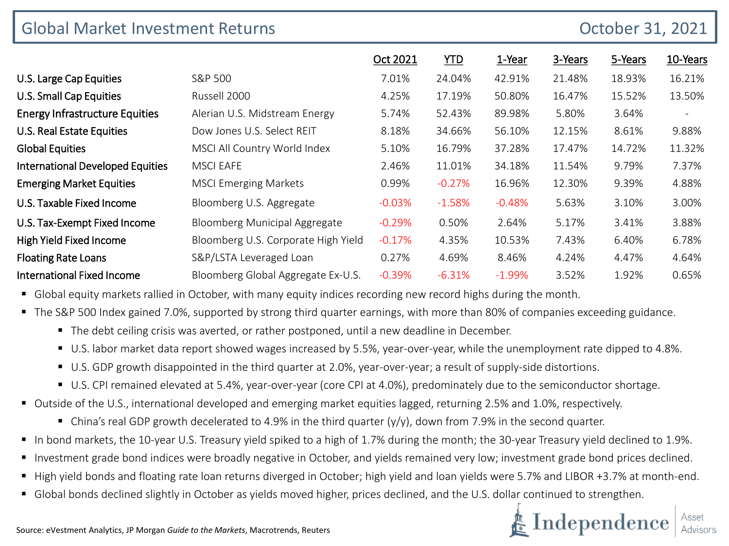# Global Market Investment Returns

October 31, 2021

| | | Oct 2021 | YTD | 1-Year | 3-Years | 5-Years | 10-Years |
|---|---|---|---|---|---|---|---|
| U.S. Large Cap Equities | S&P 500 | 7.01% | 24.04% | 42.91% | 21.48% | 18.93% | 16.21% |
| U.S. Small Cap Equities | Russell 2000 | 4.25% | 17.19% | 50.80% | 16.47% | 15.52% | 13.50% |
| Energy Infrastructure Equities | Alerian U.S. Midstream Energy | 5.74% | 52.43% | 89.98% | 5.80% | 3.64% | - |
| U.S. Real Estate Equities | Dow Jones U.S. Select REIT | 8.18% | 34.66% | 56.10% | 12.15% | 8.61% | 9.88% |
| Global Equities | MSCI All Country World Index | 5.10% | 16.79% | 37.28% | 17.47% | 14.72% | 11.32% |
| International Developed Equities | MSCI EAFE | 2.46% | 11.01% | 34.18% | 11.54% | 9.79% | 7.37% |
| Emerging Market Equities | MSCI Emerging Markets | 0.99% | -0.27% | 16.96% | 12.30% | 9.39% | 4.88% |
| U.S. Taxable Fixed Income | Bloomberg U.S. Aggregate | -0.03% | -1.58% | -0.48% | 5.63% | 3.10% | 3.00% |
| U.S. Tax-Exempt Fixed Income | Bloomberg Municipal Aggregate | -0.29% | 0.50% | 2.64% | 5.17% | 3.41% | 3.88% |
| High Yield Fixed Income | Bloomberg U.S. Corporate High Yield | -0.17% | 4.35% | 10.53% | 7.43% | 6.40% | 6.78% |
| Floating Rate Loans | S&P/LSTA Leveraged Loan | 0.27% | 4.69% | 8.46% | 4.24% | 4.47% | 4.64% |
| International Fixed Income | Bloomberg Global Aggregate Ex-U.S. | -0.39% | -6.31% | -1.99% | 3.52% | 1.92% | 0.65% |

- Global equity markets rallied in October, with many equity indices recording new record highs during the month.
- The S&P 500 Index gained 7.0%, supported by strong third quarter earnings, with more than 80% of companies exceeding guidance.
  - The debt ceiling crisis was averted, or rather postponed, until a new deadline in December.
  - U.S. labor market data report showed wages increased by 5.5%, year-over-year, while the unemployment rate dipped to 4.8%.
  - U.S. GDP growth disappointed in the third quarter at 2.0%, year-over-year; a result of supply-side distortions.
  - U.S. CPI remained elevated at 5.4%, year-over-year (core CPI at 4.0%), predominately due to the semiconductor shortage.
- Outside of the U.S., international developed and emerging market equities lagged, returning 2.5% and 1.0%, respectively.
  - China's real GDP growth decelerated to 4.9% in the third quarter (y/y), down from 7.9% in the second quarter.
- In bond markets, the 10-year U.S. Treasury yield spiked to a high of 1.7% during the month; the 30-year Treasury yield declined to 1.9%.
- Investment grade bond indices were broadly negative in October, and yields remained very low; investment grade bond prices declined.
- High yield bonds and floating rate loan returns diverged in October; high yield and loan yields were 5.7% and LIBOR +3.7% at month-end.
- Global bonds declined slightly in October as yields moved higher, prices declined, and the U.S. dollar continued to strengthen.

Source: eVestment Analytics, JP Morgan *Guide to the Markets*, Macrotrends, Reuters

Independence | Asset Advisors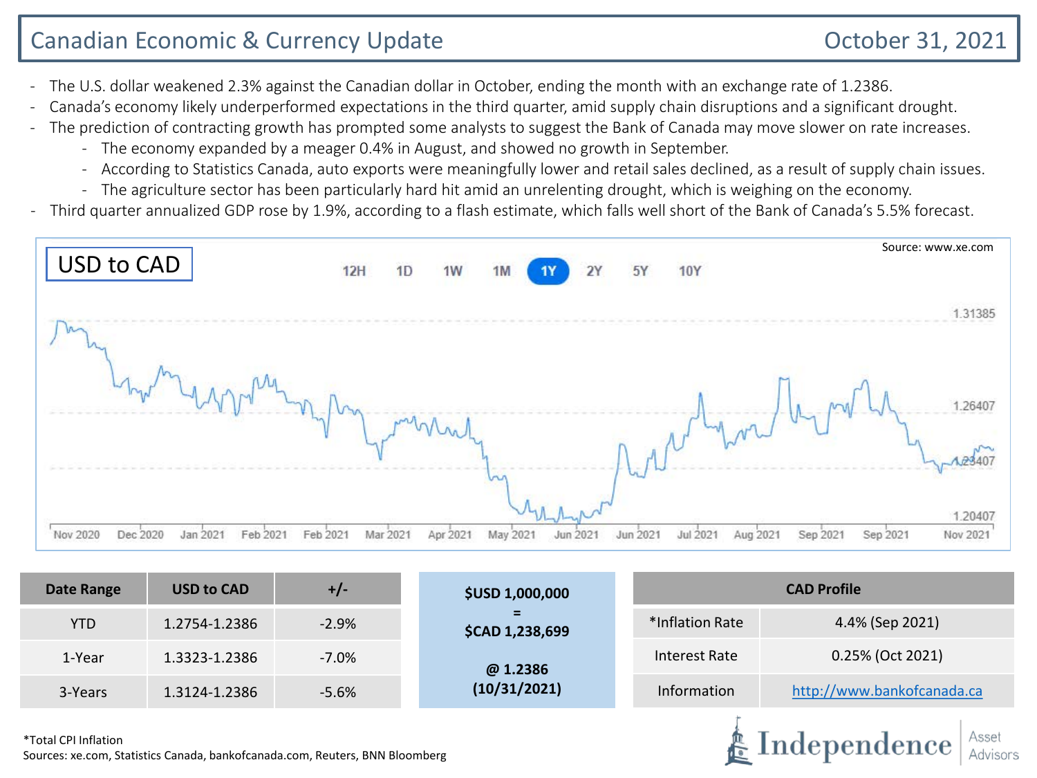# Canadian Economic & Currency Update

October 31, 2021

- The U.S. dollar weakened 2.3% against the Canadian dollar in October, ending the month with an exchange rate of 1.2386.
- Canada's economy likely underperformed expectations in the third quarter, amid supply chain disruptions and a significant drought.
- The prediction of contracting growth has prompted some analysts to suggest the Bank of Canada may move slower on rate increases.
  - The economy expanded by a meager 0.4% in August, and showed no growth in September.
  - According to Statistics Canada, auto exports were meaningfully lower and retail sales declined, as a result of supply chain issues.
  - The agriculture sector has been particularly hard hit amid an unrelenting drought, which is weighing on the economy.
- Third quarter annualized GDP rose by 1.9%, according to a flash estimate, which falls well short of the Bank of Canada's 5.5% forecast.

USD to CAD

Source: www.xe.com

| Date Range | USD to CAD | +/- |
|---|---|---|
| YTD | 1.2754-1.2386 | -2.9% |
| 1-Year | 1.3323-1.2386 | -7.0% |
| 3-Years | 1.3124-1.2386 | -5.6% |

**$USD 1,000,000**
**=**
**$CAD 1,238,699**

**@ 1.2386**
**(10/31/2021)**

| CAD Profile | |
|---|---|
| *Inflation Rate | 4.4% (Sep 2021) |
| Interest Rate | 0.25% (Oct 2021) |
| Information | http://www.bankofcanada.ca |

*Total CPI Inflation

Sources: xe.com, Statistics Canada, bankofcanada.com, Reuters, BNN Bloomberg

Independence Asset Advisors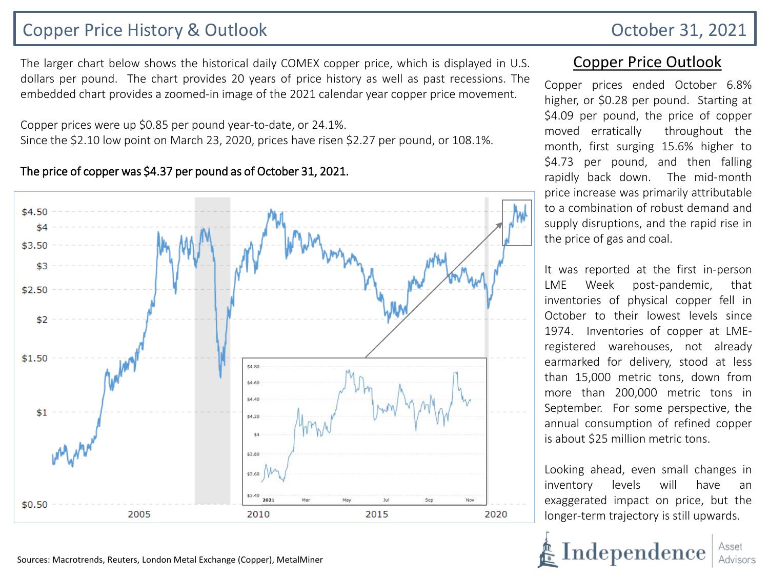# Copper Price History & Outlook

October 31, 2021

The larger chart below shows the historical daily COMEX copper price, which is displayed in U.S. dollars per pound. The chart provides 20 years of price history as well as past recessions. The embedded chart provides a zoomed-in image of the 2021 calendar year copper price movement.

Copper prices were up $0.85 per pound year-to-date, or 24.1%.
Since the $2.10 low point on March 23, 2020, prices have risen $2.27 per pound, or 108.1%.

**The price of copper was $4.37 per pound as of October 31, 2021.**

## Copper Price Outlook

Copper prices ended October 6.8% higher, or $0.28 per pound. Starting at $4.09 per pound, the price of copper moved erratically throughout the month, first surging 15.6% higher to $4.73 per pound, and then falling rapidly back down. The mid-month price increase was primarily attributable to a combination of robust demand and supply disruptions, and the rapid rise in the price of gas and coal.

It was reported at the first in-person LME Week post-pandemic, that inventories of physical copper fell in October to their lowest levels since 1974. Inventories of copper at LME-registered warehouses, not already earmarked for delivery, stood at less than 15,000 metric tons, down from more than 200,000 metric tons in September. For some perspective, the annual consumption of refined copper is about $25 million metric tons.

Looking ahead, even small changes in inventory levels will have an exaggerated impact on price, but the longer-term trajectory is still upwards.

Sources: Macrotrends, Reuters, London Metal Exchange (Copper), MetalMiner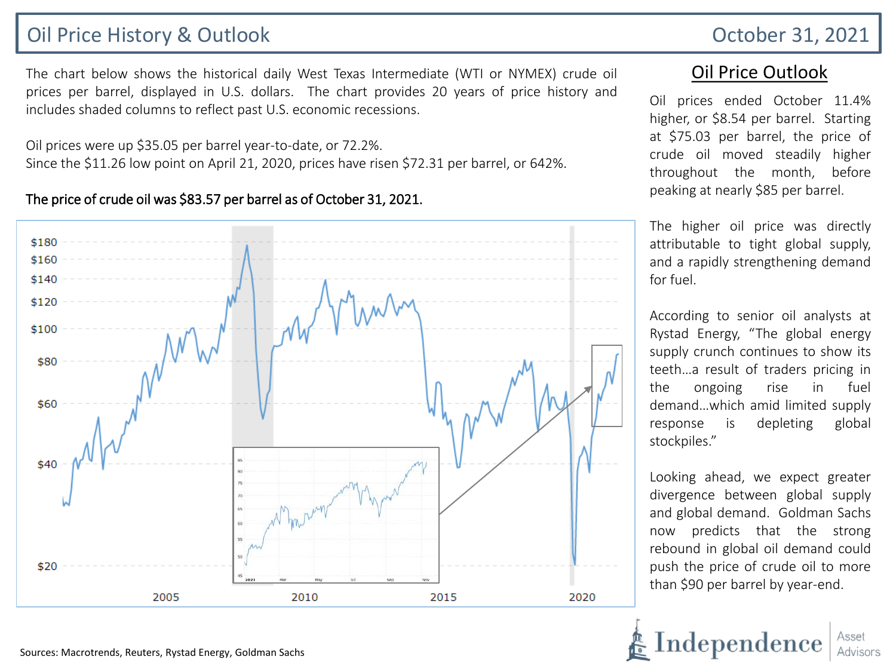# Oil Price History & Outlook

October 31, 2021

The chart below shows the historical daily West Texas Intermediate (WTI or NYMEX) crude oil prices per barrel, displayed in U.S. dollars. The chart provides 20 years of price history and includes shaded columns to reflect past U.S. economic recessions.

Oil prices were up $35.05 per barrel year-to-date, or 72.2%.
Since the $11.26 low point on April 21, 2020, prices have risen $72.31 per barrel, or 642%.

**The price of crude oil was $83.57 per barrel as of October 31, 2021.**

$180
$160
$140
$120
$100
$80
$60
$40
$20
2005
2010
2015
2020

85
80
75
70
65
60
55
50
45
2021
Mar
May
Jul
Sep
Nov

## Oil Price Outlook

Oil prices ended October 11.4% higher, or $8.54 per barrel. Starting at $75.03 per barrel, the price of crude oil moved steadily higher throughout the month, before peaking at nearly $85 per barrel.

The higher oil price was directly attributable to tight global supply, and a rapidly strengthening demand for fuel.

According to senior oil analysts at Rystad Energy, "The global energy supply crunch continues to show its teeth…a result of traders pricing in the ongoing rise in fuel demand…which amid limited supply response is depleting global stockpiles."

Looking ahead, we expect greater divergence between global supply and global demand. Goldman Sachs now predicts that the strong rebound in global oil demand could push the price of crude oil to more than $90 per barrel by year-end.

Sources: Macrotrends, Reuters, Rystad Energy, Goldman Sachs

Independence Asset Advisors